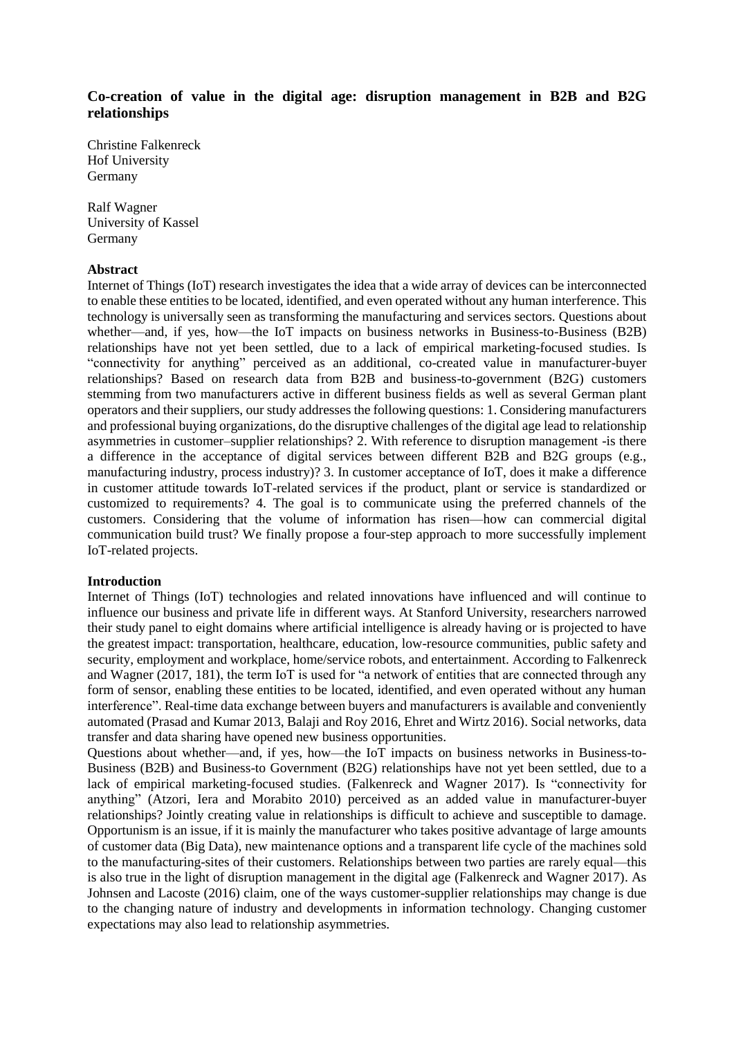# Co-creation of value in the digital age: disruption management in B2B and B2G relationships

Christine Falkenreck
Hof University
Germany

Ralf Wagner
University of Kassel
Germany

## Abstract

Internet of Things (IoT) research investigates the idea that a wide array of devices can be interconnected to enable these entities to be located, identified, and even operated without any human interference. This technology is universally seen as transforming the manufacturing and services sectors. Questions about whether—and, if yes, how—the IoT impacts on business networks in Business-to-Business (B2B) relationships have not yet been settled, due to a lack of empirical marketing-focused studies. Is "connectivity for anything" perceived as an additional, co-created value in manufacturer-buyer relationships? Based on research data from B2B and business-to-government (B2G) customers stemming from two manufacturers active in different business fields as well as several German plant operators and their suppliers, our study addresses the following questions: 1. Considering manufacturers and professional buying organizations, do the disruptive challenges of the digital age lead to relationship asymmetries in customer–supplier relationships? 2. With reference to disruption management -is there a difference in the acceptance of digital services between different B2B and B2G groups (e.g., manufacturing industry, process industry)? 3. In customer acceptance of IoT, does it make a difference in customer attitude towards IoT-related services if the product, plant or service is standardized or customized to requirements? 4. The goal is to communicate using the preferred channels of the customers. Considering that the volume of information has risen—how can commercial digital communication build trust? We finally propose a four-step approach to more successfully implement IoT-related projects.

## Introduction

Internet of Things (IoT) technologies and related innovations have influenced and will continue to influence our business and private life in different ways. At Stanford University, researchers narrowed their study panel to eight domains where artificial intelligence is already having or is projected to have the greatest impact: transportation, healthcare, education, low-resource communities, public safety and security, employment and workplace, home/service robots, and entertainment. According to Falkenreck and Wagner (2017, 181), the term IoT is used for "a network of entities that are connected through any form of sensor, enabling these entities to be located, identified, and even operated without any human interference". Real-time data exchange between buyers and manufacturers is available and conveniently automated (Prasad and Kumar 2013, Balaji and Roy 2016, Ehret and Wirtz 2016). Social networks, data transfer and data sharing have opened new business opportunities.

Questions about whether—and, if yes, how—the IoT impacts on business networks in Business-to-Business (B2B) and Business-to Government (B2G) relationships have not yet been settled, due to a lack of empirical marketing-focused studies. (Falkenreck and Wagner 2017). Is "connectivity for anything" (Atzori, Iera and Morabito 2010) perceived as an added value in manufacturer-buyer relationships? Jointly creating value in relationships is difficult to achieve and susceptible to damage. Opportunism is an issue, if it is mainly the manufacturer who takes positive advantage of large amounts of customer data (Big Data), new maintenance options and a transparent life cycle of the machines sold to the manufacturing-sites of their customers. Relationships between two parties are rarely equal—this is also true in the light of disruption management in the digital age (Falkenreck and Wagner 2017). As Johnsen and Lacoste (2016) claim, one of the ways customer-supplier relationships may change is due to the changing nature of industry and developments in information technology. Changing customer expectations may also lead to relationship asymmetries.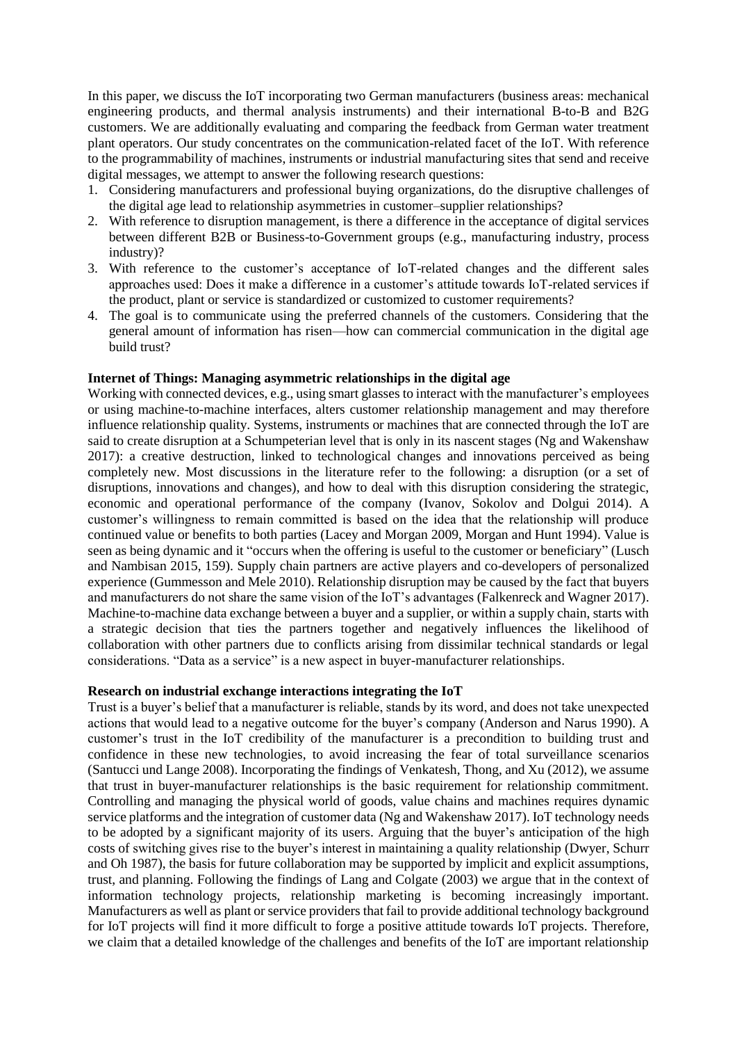In this paper, we discuss the IoT incorporating two German manufacturers (business areas: mechanical engineering products, and thermal analysis instruments) and their international B-to-B and B2G customers. We are additionally evaluating and comparing the feedback from German water treatment plant operators. Our study concentrates on the communication-related facet of the IoT. With reference to the programmability of machines, instruments or industrial manufacturing sites that send and receive digital messages, we attempt to answer the following research questions:

1. Considering manufacturers and professional buying organizations, do the disruptive challenges of the digital age lead to relationship asymmetries in customer–supplier relationships?
2. With reference to disruption management, is there a difference in the acceptance of digital services between different B2B or Business-to-Government groups (e.g., manufacturing industry, process industry)?
3. With reference to the customer's acceptance of IoT-related changes and the different sales approaches used: Does it make a difference in a customer's attitude towards IoT-related services if the product, plant or service is standardized or customized to customer requirements?
4. The goal is to communicate using the preferred channels of the customers. Considering that the general amount of information has risen—how can commercial communication in the digital age build trust?

**Internet of Things: Managing asymmetric relationships in the digital age**

Working with connected devices, e.g., using smart glasses to interact with the manufacturer's employees or using machine-to-machine interfaces, alters customer relationship management and may therefore influence relationship quality. Systems, instruments or machines that are connected through the IoT are said to create disruption at a Schumpeterian level that is only in its nascent stages (Ng and Wakenshaw 2017): a creative destruction, linked to technological changes and innovations perceived as being completely new. Most discussions in the literature refer to the following: a disruption (or a set of disruptions, innovations and changes), and how to deal with this disruption considering the strategic, economic and operational performance of the company (Ivanov, Sokolov and Dolgui 2014). A customer's willingness to remain committed is based on the idea that the relationship will produce continued value or benefits to both parties (Lacey and Morgan 2009, Morgan and Hunt 1994). Value is seen as being dynamic and it "occurs when the offering is useful to the customer or beneficiary" (Lusch and Nambisan 2015, 159). Supply chain partners are active players and co-developers of personalized experience (Gummesson and Mele 2010). Relationship disruption may be caused by the fact that buyers and manufacturers do not share the same vision of the IoT's advantages (Falkenreck and Wagner 2017). Machine-to-machine data exchange between a buyer and a supplier, or within a supply chain, starts with a strategic decision that ties the partners together and negatively influences the likelihood of collaboration with other partners due to conflicts arising from dissimilar technical standards or legal considerations. "Data as a service" is a new aspect in buyer-manufacturer relationships.

**Research on industrial exchange interactions integrating the IoT**

Trust is a buyer's belief that a manufacturer is reliable, stands by its word, and does not take unexpected actions that would lead to a negative outcome for the buyer's company (Anderson and Narus 1990). A customer's trust in the IoT credibility of the manufacturer is a precondition to building trust and confidence in these new technologies, to avoid increasing the fear of total surveillance scenarios (Santucci und Lange 2008). Incorporating the findings of Venkatesh, Thong, and Xu (2012), we assume that trust in buyer-manufacturer relationships is the basic requirement for relationship commitment. Controlling and managing the physical world of goods, value chains and machines requires dynamic service platforms and the integration of customer data (Ng and Wakenshaw 2017). IoT technology needs to be adopted by a significant majority of its users. Arguing that the buyer's anticipation of the high costs of switching gives rise to the buyer's interest in maintaining a quality relationship (Dwyer, Schurr and Oh 1987), the basis for future collaboration may be supported by implicit and explicit assumptions, trust, and planning. Following the findings of Lang and Colgate (2003) we argue that in the context of information technology projects, relationship marketing is becoming increasingly important. Manufacturers as well as plant or service providers that fail to provide additional technology background for IoT projects will find it more difficult to forge a positive attitude towards IoT projects. Therefore, we claim that a detailed knowledge of the challenges and benefits of the IoT are important relationship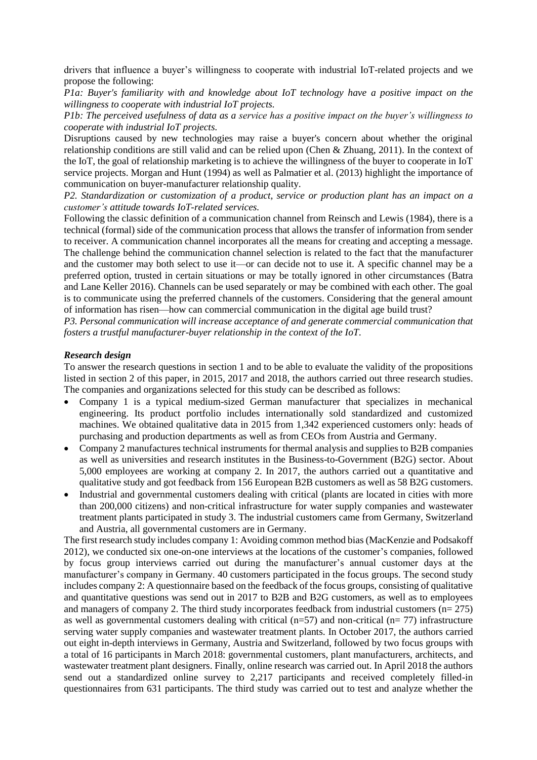drivers that influence a buyer's willingness to cooperate with industrial IoT-related projects and we propose the following:

*P1a: Buyer's familiarity with and knowledge about IoT technology have a positive impact on the willingness to cooperate with industrial IoT projects.*

*P1b: The perceived usefulness of data as a service has a positive impact on the buyer's willingness to cooperate with industrial IoT projects.*

Disruptions caused by new technologies may raise a buyer's concern about whether the original relationship conditions are still valid and can be relied upon (Chen & Zhuang, 2011). In the context of the IoT, the goal of relationship marketing is to achieve the willingness of the buyer to cooperate in IoT service projects. Morgan and Hunt (1994) as well as Palmatier et al. (2013) highlight the importance of communication on buyer-manufacturer relationship quality.

*P2. Standardization or customization of a product, service or production plant has an impact on a customer's attitude towards IoT-related services.*

Following the classic definition of a communication channel from Reinsch and Lewis (1984), there is a technical (formal) side of the communication process that allows the transfer of information from sender to receiver. A communication channel incorporates all the means for creating and accepting a message. The challenge behind the communication channel selection is related to the fact that the manufacturer and the customer may both select to use it—or can decide not to use it. A specific channel may be a preferred option, trusted in certain situations or may be totally ignored in other circumstances (Batra and Lane Keller 2016). Channels can be used separately or may be combined with each other. The goal is to communicate using the preferred channels of the customers. Considering that the general amount of information has risen—how can commercial communication in the digital age build trust?

*P3. Personal communication will increase acceptance of and generate commercial communication that fosters a trustful manufacturer-buyer relationship in the context of the IoT.*

### *Research design*

To answer the research questions in section 1 and to be able to evaluate the validity of the propositions listed in section 2 of this paper, in 2015, 2017 and 2018, the authors carried out three research studies. The companies and organizations selected for this study can be described as follows:

- Company 1 is a typical medium-sized German manufacturer that specializes in mechanical engineering. Its product portfolio includes internationally sold standardized and customized machines. We obtained qualitative data in 2015 from 1,342 experienced customers only: heads of purchasing and production departments as well as from CEOs from Austria and Germany.
- Company 2 manufactures technical instruments for thermal analysis and supplies to B2B companies as well as universities and research institutes in the Business-to-Government (B2G) sector. About 5,000 employees are working at company 2. In 2017, the authors carried out a quantitative and qualitative study and got feedback from 156 European B2B customers as well as 58 B2G customers.
- Industrial and governmental customers dealing with critical (plants are located in cities with more than 200,000 citizens) and non-critical infrastructure for water supply companies and wastewater treatment plants participated in study 3. The industrial customers came from Germany, Switzerland and Austria, all governmental customers are in Germany.

The first research study includes company 1: Avoiding common method bias (MacKenzie and Podsakoff 2012), we conducted six one-on-one interviews at the locations of the customer's companies, followed by focus group interviews carried out during the manufacturer's annual customer days at the manufacturer's company in Germany. 40 customers participated in the focus groups. The second study includes company 2: A questionnaire based on the feedback of the focus groups, consisting of qualitative and quantitative questions was send out in 2017 to B2B and B2G customers, as well as to employees and managers of company 2. The third study incorporates feedback from industrial customers (n= 275) as well as governmental customers dealing with critical (n=57) and non-critical (n= 77) infrastructure serving water supply companies and wastewater treatment plants. In October 2017, the authors carried out eight in-depth interviews in Germany, Austria and Switzerland, followed by two focus groups with a total of 16 participants in March 2018: governmental customers, plant manufacturers, architects, and wastewater treatment plant designers. Finally, online research was carried out. In April 2018 the authors send out a standardized online survey to 2,217 participants and received completely filled-in questionnaires from 631 participants. The third study was carried out to test and analyze whether the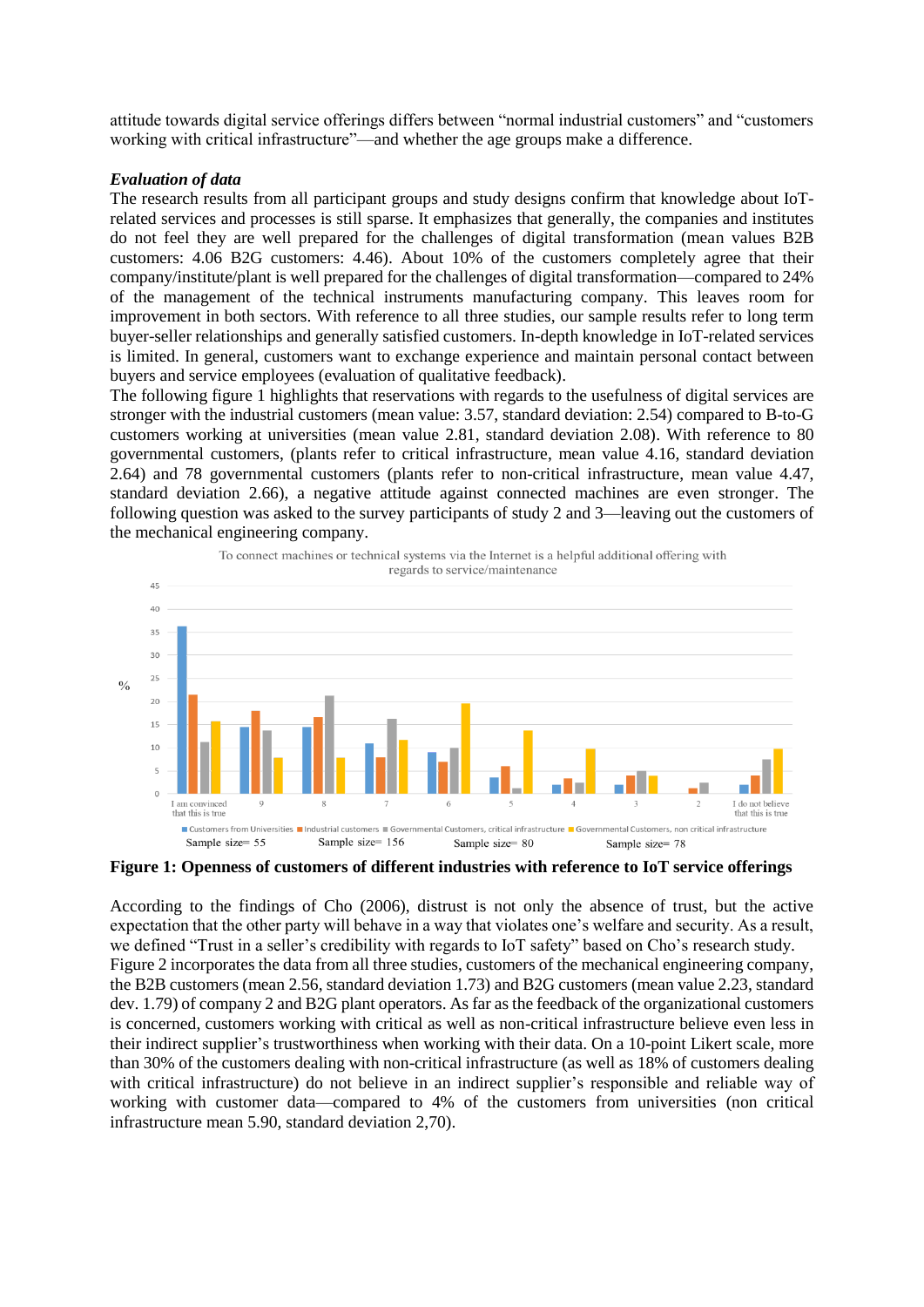attitude towards digital service offerings differs between "normal industrial customers" and "customers working with critical infrastructure"—and whether the age groups make a difference.

***Evaluation of data***

The research results from all participant groups and study designs confirm that knowledge about IoT-related services and processes is still sparse. It emphasizes that generally, the companies and institutes do not feel they are well prepared for the challenges of digital transformation (mean values B2B customers: 4.06 B2G customers: 4.46). About 10% of the customers completely agree that their company/institute/plant is well prepared for the challenges of digital transformation—compared to 24% of the management of the technical instruments manufacturing company. This leaves room for improvement in both sectors. With reference to all three studies, our sample results refer to long term buyer-seller relationships and generally satisfied customers. In-depth knowledge in IoT-related services is limited. In general, customers want to exchange experience and maintain personal contact between buyers and service employees (evaluation of qualitative feedback).

The following figure 1 highlights that reservations with regards to the usefulness of digital services are stronger with the industrial customers (mean value: 3.57, standard deviation: 2.54) compared to B-to-G customers working at universities (mean value 2.81, standard deviation 2.08). With reference to 80 governmental customers, (plants refer to critical infrastructure, mean value 4.16, standard deviation 2.64) and 78 governmental customers (plants refer to non-critical infrastructure, mean value 4.47, standard deviation 2.66), a negative attitude against connected machines are even stronger. The following question was asked to the survey participants of study 2 and 3—leaving out the customers of the mechanical engineering company.

**Figure 1: Openness of customers of different industries with reference to IoT service offerings**

According to the findings of Cho (2006), distrust is not only the absence of trust, but the active expectation that the other party will behave in a way that violates one's welfare and security. As a result, we defined "Trust in a seller's credibility with regards to IoT safety" based on Cho's research study.

Figure 2 incorporates the data from all three studies, customers of the mechanical engineering company, the B2B customers (mean 2.56, standard deviation 1.73) and B2G customers (mean value 2.23, standard dev. 1.79) of company 2 and B2G plant operators. As far as the feedback of the organizational customers is concerned, customers working with critical as well as non-critical infrastructure believe even less in their indirect supplier's trustworthiness when working with their data. On a 10-point Likert scale, more than 30% of the customers dealing with non-critical infrastructure (as well as 18% of customers dealing with critical infrastructure) do not believe in an indirect supplier's responsible and reliable way of working with customer data—compared to 4% of the customers from universities (non critical infrastructure mean 5.90, standard deviation 2,70).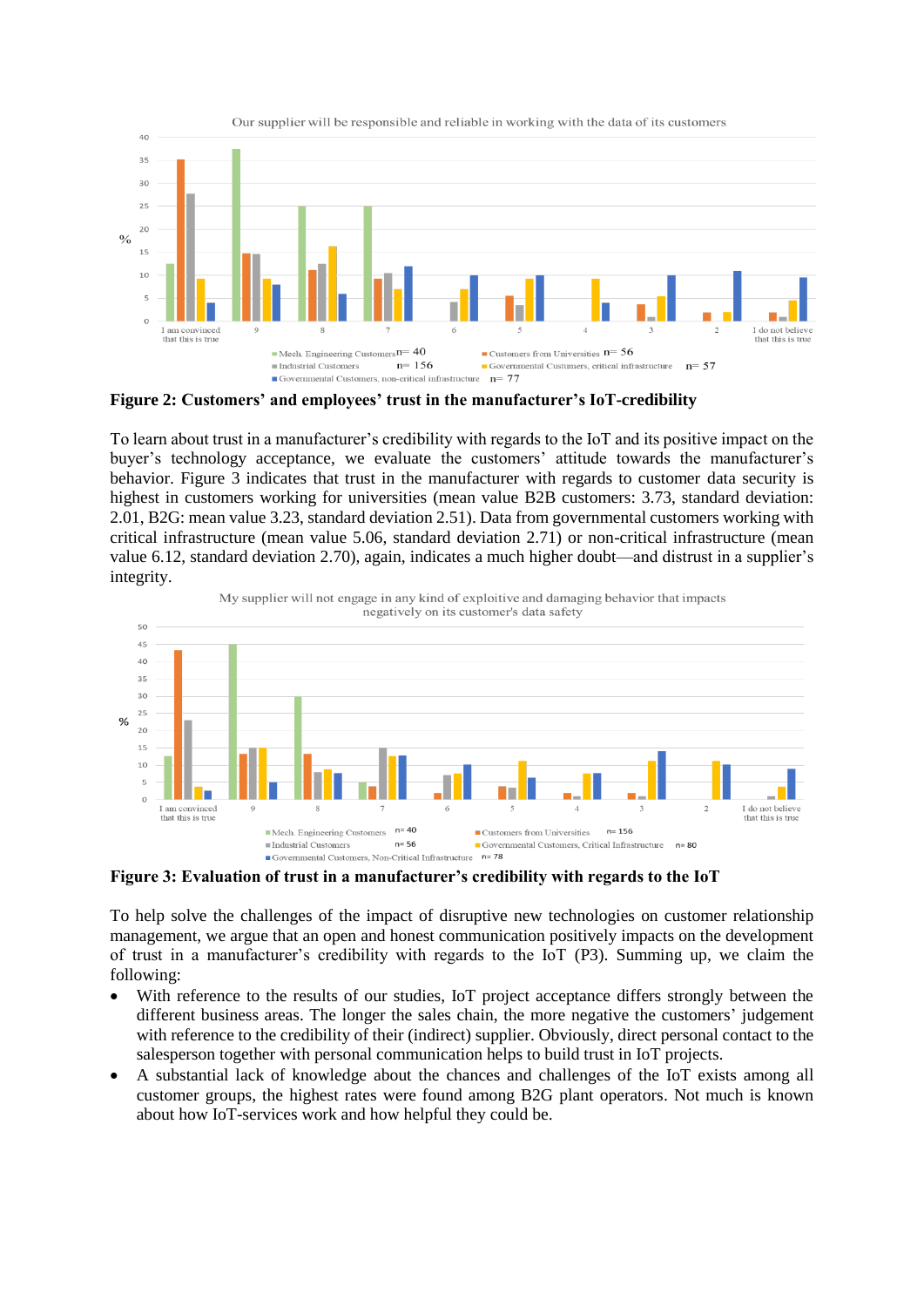**Figure 2: Customers' and employees' trust in the manufacturer's IoT-credibility**

To learn about trust in a manufacturer's credibility with regards to the IoT and its positive impact on the buyer's technology acceptance, we evaluate the customers' attitude towards the manufacturer's behavior. Figure 3 indicates that trust in the manufacturer with regards to customer data security is highest in customers working for universities (mean value B2B customers: 3.73, standard deviation: 2.01, B2G: mean value 3.23, standard deviation 2.51). Data from governmental customers working with critical infrastructure (mean value 5.06, standard deviation 2.71) or non-critical infrastructure (mean value 6.12, standard deviation 2.70), again, indicates a much higher doubt—and distrust in a supplier's integrity.

**Figure 3: Evaluation of trust in a manufacturer's credibility with regards to the IoT**

To help solve the challenges of the impact of disruptive new technologies on customer relationship management, we argue that an open and honest communication positively impacts on the development of trust in a manufacturer's credibility with regards to the IoT (P3). Summing up, we claim the following:

- With reference to the results of our studies, IoT project acceptance differs strongly between the different business areas. The longer the sales chain, the more negative the customers' judgement with reference to the credibility of their (indirect) supplier. Obviously, direct personal contact to the salesperson together with personal communication helps to build trust in IoT projects.
- A substantial lack of knowledge about the chances and challenges of the IoT exists among all customer groups, the highest rates were found among B2G plant operators. Not much is known about how IoT-services work and how helpful they could be.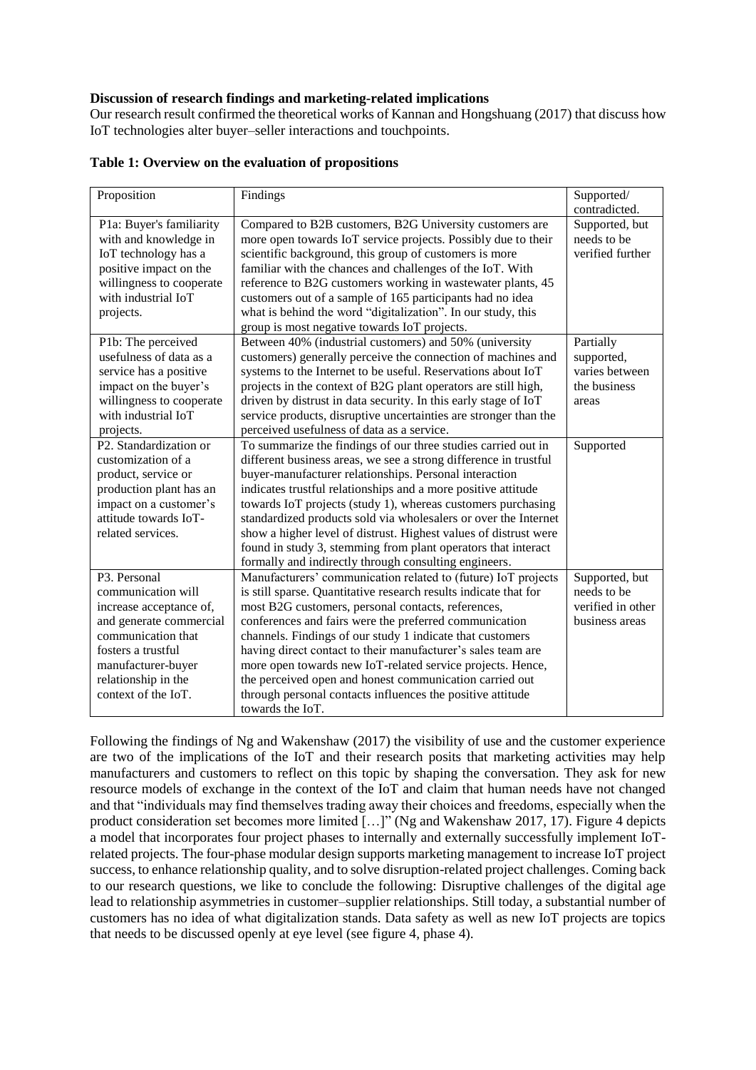**Discussion of research findings and marketing-related implications**

Our research result confirmed the theoretical works of Kannan and Hongshuang (2017) that discuss how IoT technologies alter buyer–seller interactions and touchpoints.

**Table 1: Overview on the evaluation of propositions**

| Proposition | Findings | Supported/ contradicted. |
|---|---|---|
| P1a: Buyer's familiarity with and knowledge in IoT technology has a positive impact on the willingness to cooperate with industrial IoT projects. | Compared to B2B customers, B2G University customers are more open towards IoT service projects. Possibly due to their scientific background, this group of customers is more familiar with the chances and challenges of the IoT. With reference to B2G customers working in wastewater plants, 45 customers out of a sample of 165 participants had no idea what is behind the word "digitalization". In our study, this group is most negative towards IoT projects. | Supported, but needs to be verified further |
| P1b: The perceived usefulness of data as a service has a positive impact on the buyer's willingness to cooperate with industrial IoT projects. | Between 40% (industrial customers) and 50% (university customers) generally perceive the connection of machines and systems to the Internet to be useful. Reservations about IoT projects in the context of B2G plant operators are still high, driven by distrust in data security. In this early stage of IoT service products, disruptive uncertainties are stronger than the perceived usefulness of data as a service. | Partially supported, varies between the business areas |
| P2. Standardization or customization of a product, service or production plant has an impact on a customer's attitude towards IoT-related services. | To summarize the findings of our three studies carried out in different business areas, we see a strong difference in trustful buyer-manufacturer relationships. Personal interaction indicates trustful relationships and a more positive attitude towards IoT projects (study 1), whereas customers purchasing standardized products sold via wholesalers or over the Internet show a higher level of distrust. Highest values of distrust were found in study 3, stemming from plant operators that interact formally and indirectly through consulting engineers. | Supported |
| P3. Personal communication will increase acceptance of, and generate commercial communication that fosters a trustful manufacturer-buyer relationship in the context of the IoT. | Manufacturers' communication related to (future) IoT projects is still sparse. Quantitative research results indicate that for most B2G customers, personal contacts, references, conferences and fairs were the preferred communication channels. Findings of our study 1 indicate that customers having direct contact to their manufacturer's sales team are more open towards new IoT-related service projects. Hence, the perceived open and honest communication carried out through personal contacts influences the positive attitude towards the IoT. | Supported, but needs to be verified in other business areas |

Following the findings of Ng and Wakenshaw (2017) the visibility of use and the customer experience are two of the implications of the IoT and their research posits that marketing activities may help manufacturers and customers to reflect on this topic by shaping the conversation. They ask for new resource models of exchange in the context of the IoT and claim that human needs have not changed and that "individuals may find themselves trading away their choices and freedoms, especially when the product consideration set becomes more limited […]" (Ng and Wakenshaw 2017, 17). Figure 4 depicts a model that incorporates four project phases to internally and externally successfully implement IoT-related projects. The four-phase modular design supports marketing management to increase IoT project success, to enhance relationship quality, and to solve disruption-related project challenges. Coming back to our research questions, we like to conclude the following: Disruptive challenges of the digital age lead to relationship asymmetries in customer–supplier relationships. Still today, a substantial number of customers has no idea of what digitalization stands. Data safety as well as new IoT projects are topics that needs to be discussed openly at eye level (see figure 4, phase 4).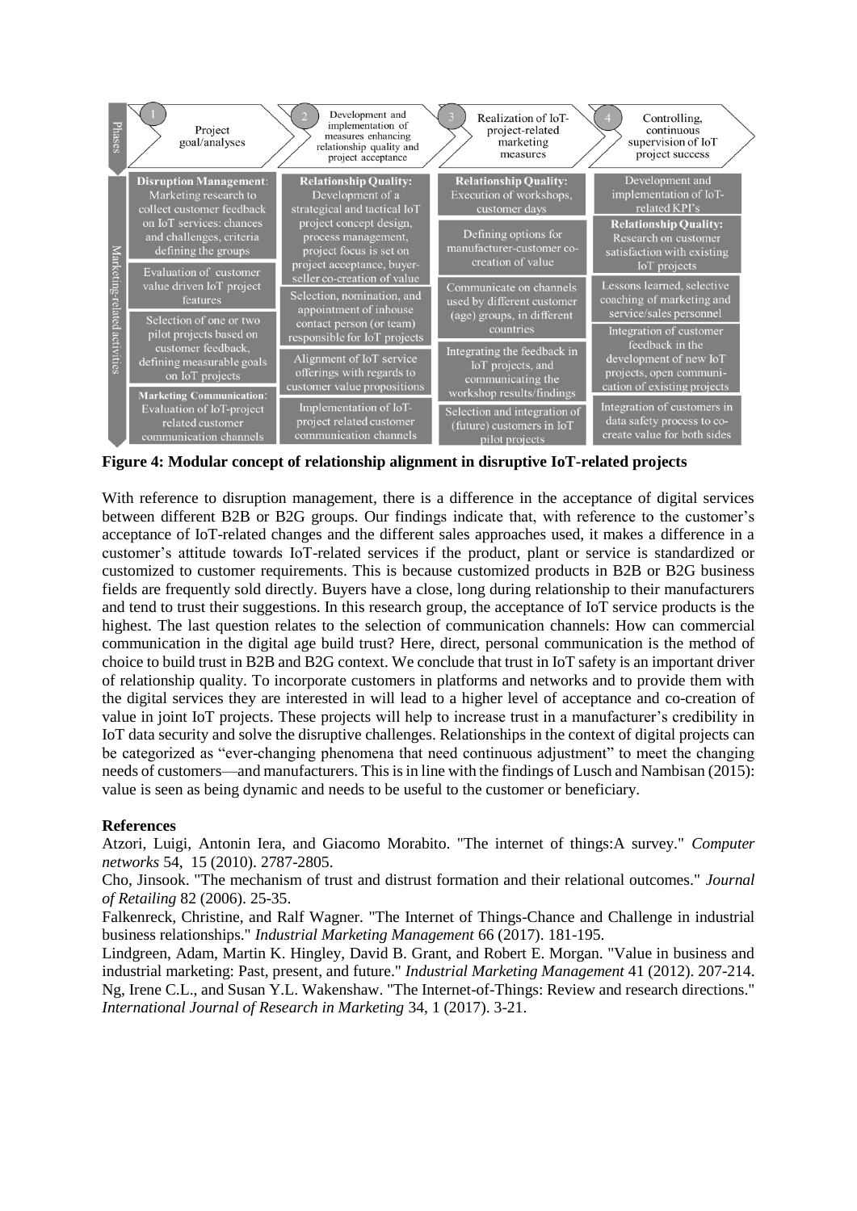| Phases | 1 Project goal/analyses | 2 Development and implementation of measures enhancing relationship quality and project acceptance | 3 Realization of IoT-project-related marketing measures | 4 Controlling, continuous supervision of IoT project success |
|---|---|---|---|---|
| Marketing-related activities | **Disruption Management**: Marketing research to collect customer feedback on IoT services: chances and challenges, criteria defining the groups | **Relationship Quality:** Development of a strategical and tactical IoT project concept design, process management, project focus is set on project acceptance, buyer-seller co-creation of value | **Relationship Quality:** Execution of workshops, customer days | Development and implementation of IoT-related KPI's |
| | Evaluation of customer value driven IoT project features | Selection, nomination, and appointment of inhouse contact person (or team) responsible for IoT projects | Defining options for manufacturer-customer co-creation of value | **Relationship Quality:** Research on customer satisfaction with existing IoT projects |
| | Selection of one or two pilot projects based on customer feedback, defining measurable goals on IoT projects | Alignment of IoT service offerings with regards to customer value propositions | Communicate on channels used by different customer (age) groups, in different countries | Lessons learned, selective coaching of marketing and service/sales personnel |
| | **Marketing Communication**: Evaluation of IoT-project related customer communication channels | Implementation of IoT-project related customer communication channels | Integrating the feedback in IoT projects, and communicating the workshop results/findings | Integration of customer feedback in the development of new IoT projects, open communication of existing projects |
| | | | Selection and integration of (future) customers in IoT pilot projects | Integration of customers in data safety process to co-create value for both sides |

**Figure 4: Modular concept of relationship alignment in disruptive IoT-related projects**

With reference to disruption management, there is a difference in the acceptance of digital services between different B2B or B2G groups. Our findings indicate that, with reference to the customer's acceptance of IoT-related changes and the different sales approaches used, it makes a difference in a customer's attitude towards IoT-related services if the product, plant or service is standardized or customized to customer requirements. This is because customized products in B2B or B2G business fields are frequently sold directly. Buyers have a close, long during relationship to their manufacturers and tend to trust their suggestions. In this research group, the acceptance of IoT service products is the highest. The last question relates to the selection of communication channels: How can commercial communication in the digital age build trust? Here, direct, personal communication is the method of choice to build trust in B2B and B2G context. We conclude that trust in IoT safety is an important driver of relationship quality. To incorporate customers in platforms and networks and to provide them with the digital services they are interested in will lead to a higher level of acceptance and co-creation of value in joint IoT projects. These projects will help to increase trust in a manufacturer's credibility in IoT data security and solve the disruptive challenges. Relationships in the context of digital projects can be categorized as "ever-changing phenomena that need continuous adjustment" to meet the changing needs of customers—and manufacturers. This is in line with the findings of Lusch and Nambisan (2015): value is seen as being dynamic and needs to be useful to the customer or beneficiary.

**References**

Atzori, Luigi, Antonin Iera, and Giacomo Morabito. "The internet of things:A survey." *Computer networks* 54, 15 (2010). 2787-2805.

Cho, Jinsook. "The mechanism of trust and distrust formation and their relational outcomes." *Journal of Retailing* 82 (2006). 25-35.

Falkenreck, Christine, and Ralf Wagner. "The Internet of Things-Chance and Challenge in industrial business relationships." *Industrial Marketing Management* 66 (2017). 181-195.

Lindgreen, Adam, Martin K. Hingley, David B. Grant, and Robert E. Morgan. "Value in business and industrial marketing: Past, present, and future." *Industrial Marketing Management* 41 (2012). 207-214.

Ng, Irene C.L., and Susan Y.L. Wakenshaw. "The Internet-of-Things: Review and research directions." *International Journal of Research in Marketing* 34, 1 (2017). 3-21.